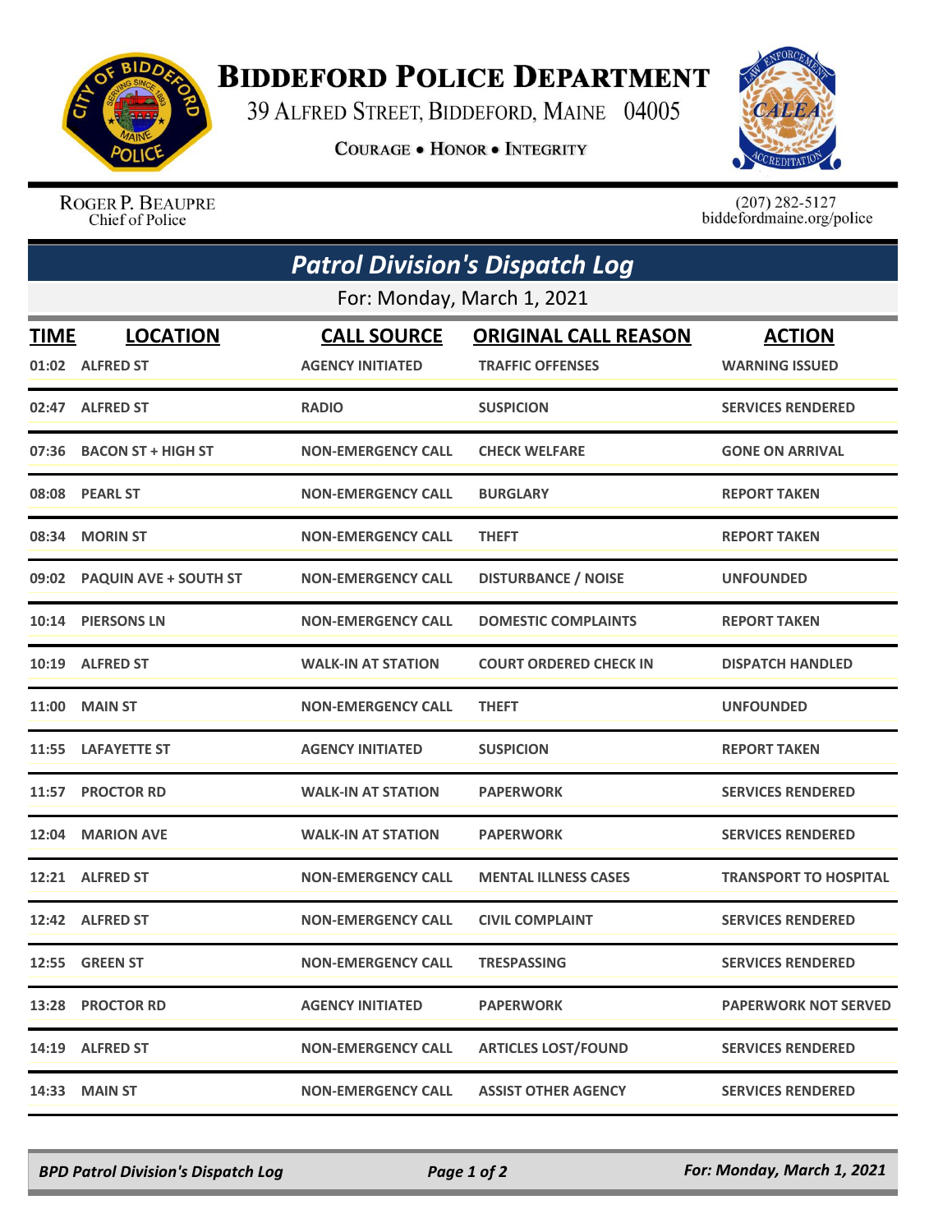# BIDDEFORD POLICE DEPARTMENT

39 ALFRED STREET, BIDDEFORD, MAINE 04005

COURAGE • HONOR • INTEGRITY

ROGER P. BEAUPRE
Chief of Police

(207) 282-5127
biddefordmaine.org/police

## *Patrol Division's Dispatch Log*

For: Monday, March 1, 2021

| TIME | LOCATION | CALL SOURCE | ORIGINAL CALL REASON | ACTION |
|---|---|---|---|---|
| 01:02 | ALFRED ST | AGENCY INITIATED | TRAFFIC OFFENSES | WARNING ISSUED |
| 02:47 | ALFRED ST | RADIO | SUSPICION | SERVICES RENDERED |
| 07:36 | BACON ST + HIGH ST | NON-EMERGENCY CALL | CHECK WELFARE | GONE ON ARRIVAL |
| 08:08 | PEARL ST | NON-EMERGENCY CALL | BURGLARY | REPORT TAKEN |
| 08:34 | MORIN ST | NON-EMERGENCY CALL | THEFT | REPORT TAKEN |
| 09:02 | PAQUIN AVE + SOUTH ST | NON-EMERGENCY CALL | DISTURBANCE / NOISE | UNFOUNDED |
| 10:14 | PIERSONS LN | NON-EMERGENCY CALL | DOMESTIC COMPLAINTS | REPORT TAKEN |
| 10:19 | ALFRED ST | WALK-IN AT STATION | COURT ORDERED CHECK IN | DISPATCH HANDLED |
| 11:00 | MAIN ST | NON-EMERGENCY CALL | THEFT | UNFOUNDED |
| 11:55 | LAFAYETTE ST | AGENCY INITIATED | SUSPICION | REPORT TAKEN |
| 11:57 | PROCTOR RD | WALK-IN AT STATION | PAPERWORK | SERVICES RENDERED |
| 12:04 | MARION AVE | WALK-IN AT STATION | PAPERWORK | SERVICES RENDERED |
| 12:21 | ALFRED ST | NON-EMERGENCY CALL | MENTAL ILLNESS CASES | TRANSPORT TO HOSPITAL |
| 12:42 | ALFRED ST | NON-EMERGENCY CALL | CIVIL COMPLAINT | SERVICES RENDERED |
| 12:55 | GREEN ST | NON-EMERGENCY CALL | TRESPASSING | SERVICES RENDERED |
| 13:28 | PROCTOR RD | AGENCY INITIATED | PAPERWORK | PAPERWORK NOT SERVED |
| 14:19 | ALFRED ST | NON-EMERGENCY CALL | ARTICLES LOST/FOUND | SERVICES RENDERED |
| 14:33 | MAIN ST | NON-EMERGENCY CALL | ASSIST OTHER AGENCY | SERVICES RENDERED |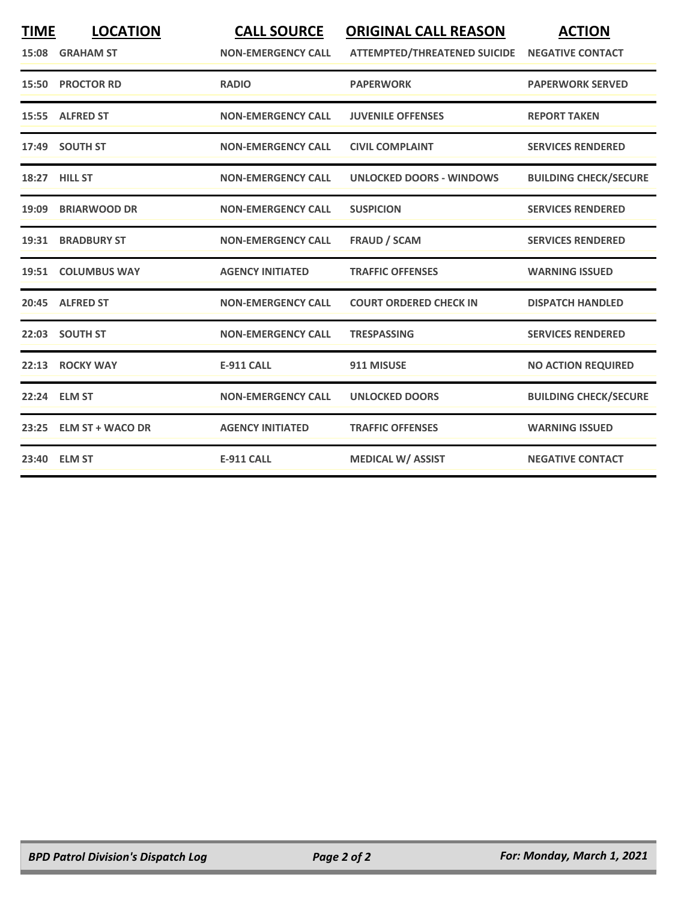| TIME | LOCATION | CALL SOURCE | ORIGINAL CALL REASON | ACTION |
|---|---|---|---|---|
| 15:08 | GRAHAM ST | NON-EMERGENCY CALL | ATTEMPTED/THREATENED SUICIDE | NEGATIVE CONTACT |
| 15:50 | PROCTOR RD | RADIO | PAPERWORK | PAPERWORK SERVED |
| 15:55 | ALFRED ST | NON-EMERGENCY CALL | JUVENILE OFFENSES | REPORT TAKEN |
| 17:49 | SOUTH ST | NON-EMERGENCY CALL | CIVIL COMPLAINT | SERVICES RENDERED |
| 18:27 | HILL ST | NON-EMERGENCY CALL | UNLOCKED DOORS - WINDOWS | BUILDING CHECK/SECURE |
| 19:09 | BRIARWOOD DR | NON-EMERGENCY CALL | SUSPICION | SERVICES RENDERED |
| 19:31 | BRADBURY ST | NON-EMERGENCY CALL | FRAUD / SCAM | SERVICES RENDERED |
| 19:51 | COLUMBUS WAY | AGENCY INITIATED | TRAFFIC OFFENSES | WARNING ISSUED |
| 20:45 | ALFRED ST | NON-EMERGENCY CALL | COURT ORDERED CHECK IN | DISPATCH HANDLED |
| 22:03 | SOUTH ST | NON-EMERGENCY CALL | TRESPASSING | SERVICES RENDERED |
| 22:13 | ROCKY WAY | E-911 CALL | 911 MISUSE | NO ACTION REQUIRED |
| 22:24 | ELM ST | NON-EMERGENCY CALL | UNLOCKED DOORS | BUILDING CHECK/SECURE |
| 23:25 | ELM ST + WACO DR | AGENCY INITIATED | TRAFFIC OFFENSES | WARNING ISSUED |
| 23:40 | ELM ST | E-911 CALL | MEDICAL W/ ASSIST | NEGATIVE CONTACT |